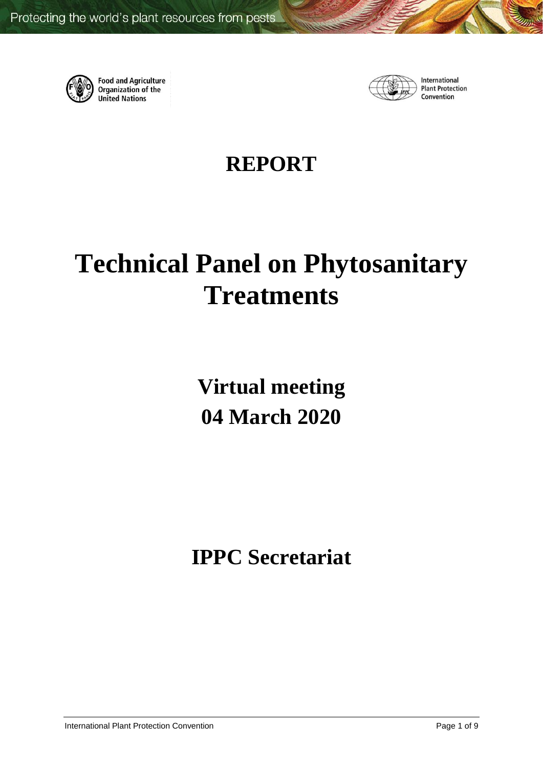Protecting the world's plant resources from pests

Food and Agriculture Organization of the United Nations

International Plant Protection Convention

# REPORT

# Technical Panel on Phytosanitary Treatments

## Virtual meeting
## 04 March 2020

## IPPC Secretariat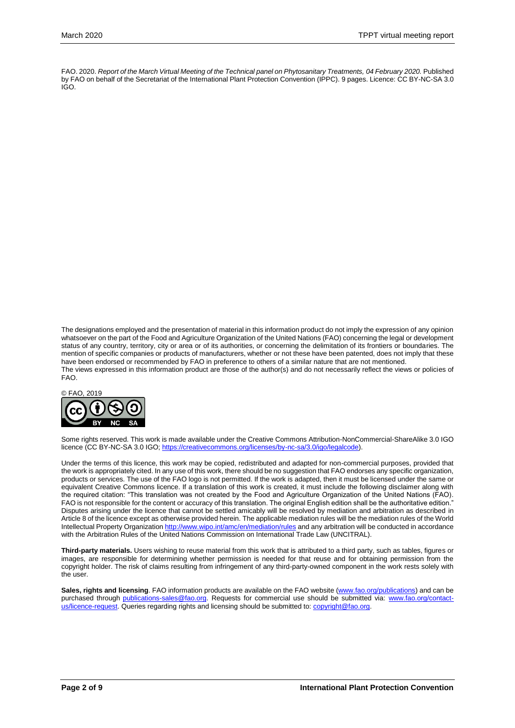FAO. 2020. *Report of the March Virtual Meeting of the Technical panel on Phytosanitary Treatments, 04 February 2020.* Published by FAO on behalf of the Secretariat of the International Plant Protection Convention (IPPC). 9 pages. Licence: CC BY-NC-SA 3.0 IGO.

The designations employed and the presentation of material in this information product do not imply the expression of any opinion whatsoever on the part of the Food and Agriculture Organization of the United Nations (FAO) concerning the legal or development status of any country, territory, city or area or of its authorities, or concerning the delimitation of its frontiers or boundaries. The mention of specific companies or products of manufacturers, whether or not these have been patented, does not imply that these have been endorsed or recommended by FAO in preference to others of a similar nature that are not mentioned.
The views expressed in this information product are those of the author(s) and do not necessarily reflect the views or policies of FAO.

© FAO, 2019

Some rights reserved. This work is made available under the Creative Commons Attribution-NonCommercial-ShareAlike 3.0 IGO licence (CC BY-NC-SA 3.0 IGO; https://creativecommons.org/licenses/by-nc-sa/3.0/igo/legalcode).

Under the terms of this licence, this work may be copied, redistributed and adapted for non-commercial purposes, provided that the work is appropriately cited. In any use of this work, there should be no suggestion that FAO endorses any specific organization, products or services. The use of the FAO logo is not permitted. If the work is adapted, then it must be licensed under the same or equivalent Creative Commons licence. If a translation of this work is created, it must include the following disclaimer along with the required citation: "This translation was not created by the Food and Agriculture Organization of the United Nations (FAO). FAO is not responsible for the content or accuracy of this translation. The original English edition shall be the authoritative edition." Disputes arising under the licence that cannot be settled amicably will be resolved by mediation and arbitration as described in Article 8 of the licence except as otherwise provided herein. The applicable mediation rules will be the mediation rules of the World Intellectual Property Organization http://www.wipo.int/amc/en/mediation/rules and any arbitration will be conducted in accordance with the Arbitration Rules of the United Nations Commission on International Trade Law (UNCITRAL).

**Third-party materials.** Users wishing to reuse material from this work that is attributed to a third party, such as tables, figures or images, are responsible for determining whether permission is needed for that reuse and for obtaining permission from the copyright holder. The risk of claims resulting from infringement of any third-party-owned component in the work rests solely with the user.

**Sales, rights and licensing**. FAO information products are available on the FAO website (www.fao.org/publications) and can be purchased through publications-sales@fao.org. Requests for commercial use should be submitted via: www.fao.org/contact-us/licence-request. Queries regarding rights and licensing should be submitted to: copyright@fao.org.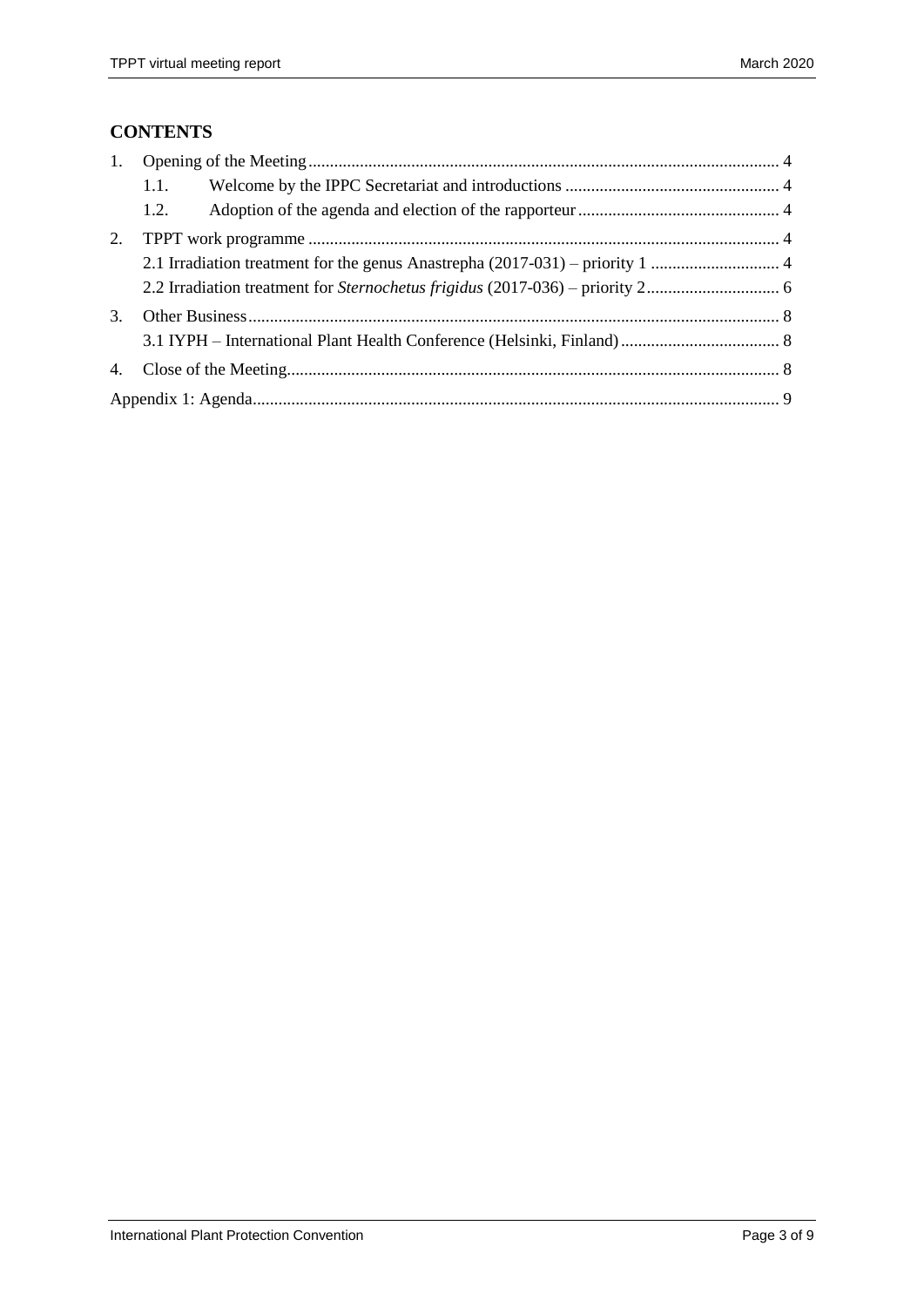## CONTENTS

1. Opening of the Meeting ... 4
   - 1.1. Welcome by the IPPC Secretariat and introductions ... 4
   - 1.2. Adoption of the agenda and election of the rapporteur ... 4
2. TPPT work programme ... 4
   - 2.1 Irradiation treatment for the genus Anastrepha (2017-031) – priority 1 ... 4
   - 2.2 Irradiation treatment for *Sternochetus frigidus* (2017-036) – priority 2 ... 6
3. Other Business ... 8
   - 3.1 IYPH – International Plant Health Conference (Helsinki, Finland) ... 8
4. Close of the Meeting ... 8

Appendix 1: Agenda ... 9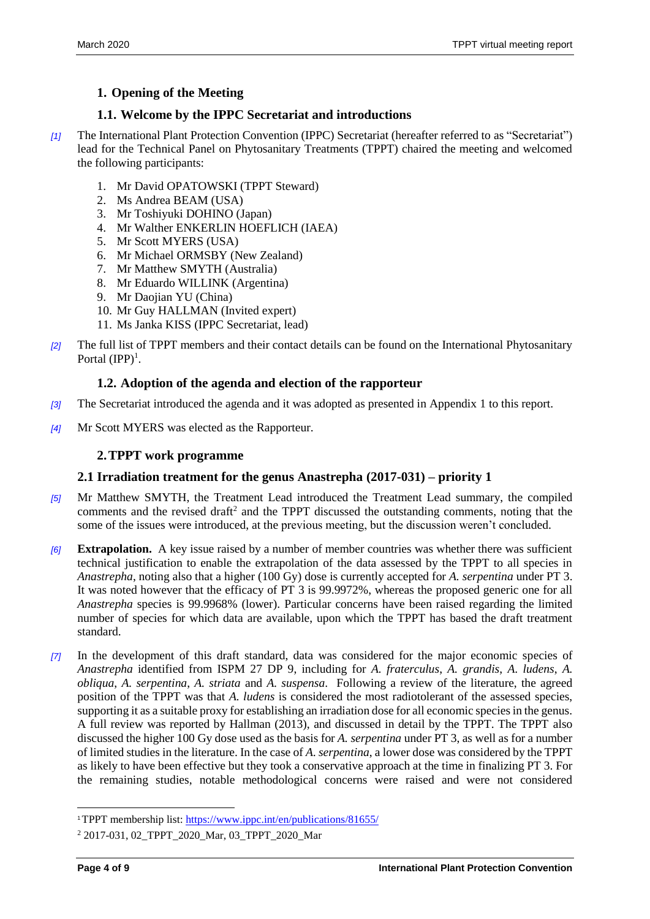## 1. Opening of the Meeting

### 1.1. Welcome by the IPPC Secretariat and introductions

*[1]* The International Plant Protection Convention (IPPC) Secretariat (hereafter referred to as "Secretariat") lead for the Technical Panel on Phytosanitary Treatments (TPPT) chaired the meeting and welcomed the following participants:

1. Mr David OPATOWSKI (TPPT Steward)
2. Ms Andrea BEAM (USA)
3. Mr Toshiyuki DOHINO (Japan)
4. Mr Walther ENKERLIN HOEFLICH (IAEA)
5. Mr Scott MYERS (USA)
6. Mr Michael ORMSBY (New Zealand)
7. Mr Matthew SMYTH (Australia)
8. Mr Eduardo WILLINK (Argentina)
9. Mr Daojian YU (China)
10. Mr Guy HALLMAN (Invited expert)
11. Ms Janka KISS (IPPC Secretariat, lead)

*[2]* The full list of TPPT members and their contact details can be found on the International Phytosanitary Portal (IPP)[1].

### 1.2. Adoption of the agenda and election of the rapporteur

*[3]* The Secretariat introduced the agenda and it was adopted as presented in Appendix 1 to this report.

*[4]* Mr Scott MYERS was elected as the Rapporteur.

## 2. TPPT work programme

### 2.1 Irradiation treatment for the genus Anastrepha (2017-031) – priority 1

*[5]* Mr Matthew SMYTH, the Treatment Lead introduced the Treatment Lead summary, the compiled comments and the revised draft[2] and the TPPT discussed the outstanding comments, noting that the some of the issues were introduced, at the previous meeting, but the discussion weren't concluded.

*[6]* **Extrapolation.** A key issue raised by a number of member countries was whether there was sufficient technical justification to enable the extrapolation of the data assessed by the TPPT to all species in *Anastrepha*, noting also that a higher (100 Gy) dose is currently accepted for *A. serpentina* under PT 3. It was noted however that the efficacy of PT 3 is 99.9972%, whereas the proposed generic one for all *Anastrepha* species is 99.9968% (lower). Particular concerns have been raised regarding the limited number of species for which data are available, upon which the TPPT has based the draft treatment standard.

*[7]* In the development of this draft standard, data was considered for the major economic species of *Anastrepha* identified from ISPM 27 DP 9, including for *A. fraterculus*, *A. grandis*, *A. ludens*, *A. obliqua*, *A. serpentina*, *A. striata* and *A. suspensa*. Following a review of the literature, the agreed position of the TPPT was that *A. ludens* is considered the most radiotolerant of the assessed species, supporting it as a suitable proxy for establishing an irradiation dose for all economic species in the genus. A full review was reported by Hallman (2013), and discussed in detail by the TPPT. The TPPT also discussed the higher 100 Gy dose used as the basis for *A. serpentina* under PT 3, as well as for a number of limited studies in the literature. In the case of *A. serpentina*, a lower dose was considered by the TPPT as likely to have been effective but they took a conservative approach at the time in finalizing PT 3. For the remaining studies, notable methodological concerns were raised and were not considered

[1] TPPT membership list: https://www.ippc.int/en/publications/81655/

[2] 2017-031, 02_TPPT_2020_Mar, 03_TPPT_2020_Mar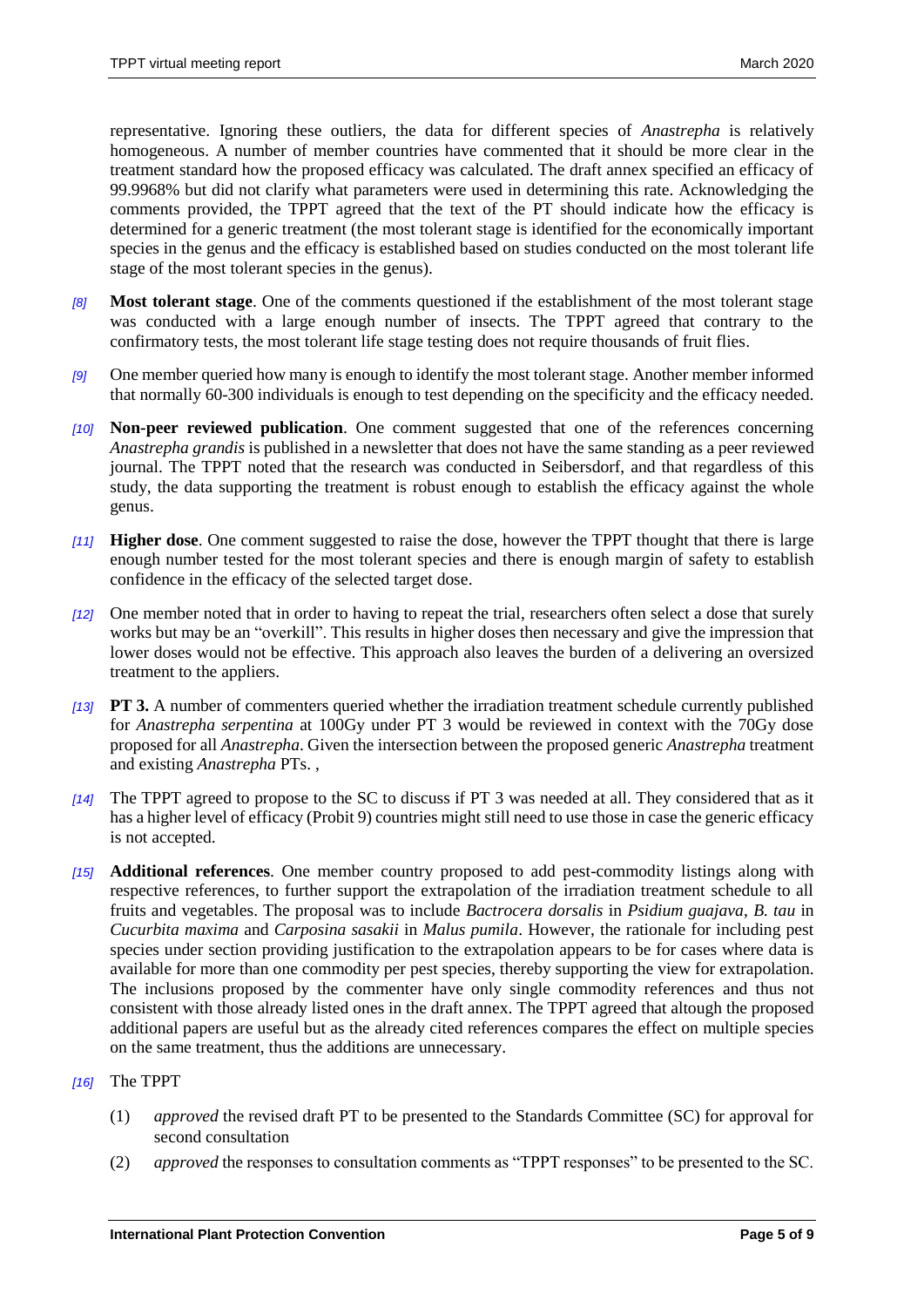representative. Ignoring these outliers, the data for different species of *Anastrepha* is relatively homogeneous. A number of member countries have commented that it should be more clear in the treatment standard how the proposed efficacy was calculated. The draft annex specified an efficacy of 99.9968% but did not clarify what parameters were used in determining this rate. Acknowledging the comments provided, the TPPT agreed that the text of the PT should indicate how the efficacy is determined for a generic treatment (the most tolerant stage is identified for the economically important species in the genus and the efficacy is established based on studies conducted on the most tolerant life stage of the most tolerant species in the genus).

*[8]* **Most tolerant stage**. One of the comments questioned if the establishment of the most tolerant stage was conducted with a large enough number of insects. The TPPT agreed that contrary to the confirmatory tests, the most tolerant life stage testing does not require thousands of fruit flies.

*[9]* One member queried how many is enough to identify the most tolerant stage. Another member informed that normally 60-300 individuals is enough to test depending on the specificity and the efficacy needed.

*[10]* **Non-peer reviewed publication**. One comment suggested that one of the references concerning *Anastrepha grandis* is published in a newsletter that does not have the same standing as a peer reviewed journal. The TPPT noted that the research was conducted in Seibersdorf, and that regardless of this study, the data supporting the treatment is robust enough to establish the efficacy against the whole genus.

*[11]* **Higher dose**. One comment suggested to raise the dose, however the TPPT thought that there is large enough number tested for the most tolerant species and there is enough margin of safety to establish confidence in the efficacy of the selected target dose.

*[12]* One member noted that in order to having to repeat the trial, researchers often select a dose that surely works but may be an "overkill". This results in higher doses then necessary and give the impression that lower doses would not be effective. This approach also leaves the burden of a delivering an oversized treatment to the appliers.

*[13]* **PT 3.** A number of commenters queried whether the irradiation treatment schedule currently published for *Anastrepha serpentina* at 100Gy under PT 3 would be reviewed in context with the 70Gy dose proposed for all *Anastrepha*. Given the intersection between the proposed generic *Anastrepha* treatment and existing *Anastrepha* PTs. ,

*[14]* The TPPT agreed to propose to the SC to discuss if PT 3 was needed at all. They considered that as it has a higher level of efficacy (Probit 9) countries might still need to use those in case the generic efficacy is not accepted.

*[15]* **Additional references**. One member country proposed to add pest-commodity listings along with respective references, to further support the extrapolation of the irradiation treatment schedule to all fruits and vegetables. The proposal was to include *Bactrocera dorsalis* in *Psidium guajava*, *B. tau* in *Cucurbita maxima* and *Carposina sasakii* in *Malus pumila*. However, the rationale for including pest species under section providing justification to the extrapolation appears to be for cases where data is available for more than one commodity per pest species, thereby supporting the view for extrapolation. The inclusions proposed by the commenter have only single commodity references and thus not consistent with those already listed ones in the draft annex. The TPPT agreed that altough the proposed additional papers are useful but as the already cited references compares the effect on multiple species on the same treatment, thus the additions are unnecessary.

*[16]* The TPPT

(1) *approved* the revised draft PT to be presented to the Standards Committee (SC) for approval for second consultation

(2) *approved* the responses to consultation comments as "TPPT responses" to be presented to the SC.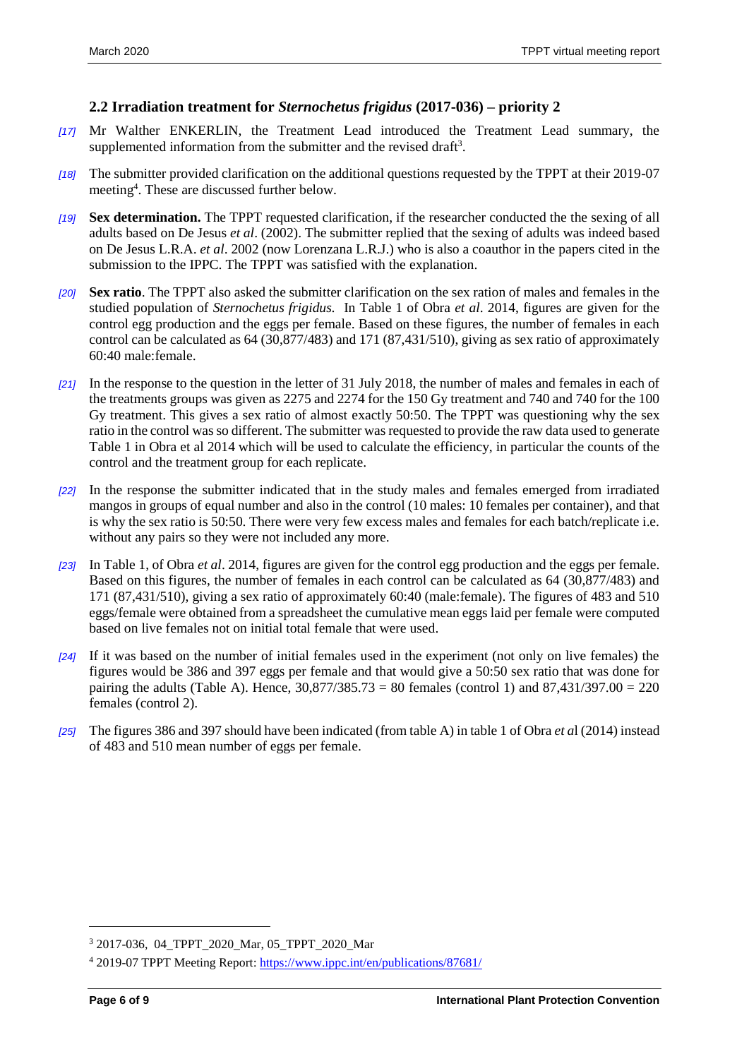### 2.2 Irradiation treatment for *Sternochetus frigidus* (2017-036) – priority 2

*[17]* Mr Walther ENKERLIN, the Treatment Lead introduced the Treatment Lead summary, the supplemented information from the submitter and the revised draft[3].

*[18]* The submitter provided clarification on the additional questions requested by the TPPT at their 2019-07 meeting[4]. These are discussed further below.

*[19]* **Sex determination.** The TPPT requested clarification, if the researcher conducted the the sexing of all adults based on De Jesus *et al*. (2002). The submitter replied that the sexing of adults was indeed based on De Jesus L.R.A. *et al*. 2002 (now Lorenzana L.R.J.) who is also a coauthor in the papers cited in the submission to the IPPC. The TPPT was satisfied with the explanation.

*[20]* **Sex ratio**. The TPPT also asked the submitter clarification on the sex ration of males and females in the studied population of *Sternochetus frigidus.* In Table 1 of Obra *et al*. 2014, figures are given for the control egg production and the eggs per female. Based on these figures, the number of females in each control can be calculated as 64 (30,877/483) and 171 (87,431/510), giving as sex ratio of approximately 60:40 male:female.

*[21]* In the response to the question in the letter of 31 July 2018, the number of males and females in each of the treatments groups was given as 2275 and 2274 for the 150 Gy treatment and 740 and 740 for the 100 Gy treatment. This gives a sex ratio of almost exactly 50:50. The TPPT was questioning why the sex ratio in the control was so different. The submitter was requested to provide the raw data used to generate Table 1 in Obra et al 2014 which will be used to calculate the efficiency, in particular the counts of the control and the treatment group for each replicate.

*[22]* In the response the submitter indicated that in the study males and females emerged from irradiated mangos in groups of equal number and also in the control (10 males: 10 females per container), and that is why the sex ratio is 50:50. There were very few excess males and females for each batch/replicate i.e. without any pairs so they were not included any more.

*[23]* In Table 1, of Obra *et al*. 2014, figures are given for the control egg production and the eggs per female. Based on this figures, the number of females in each control can be calculated as 64 (30,877/483) and 171 (87,431/510), giving a sex ratio of approximately 60:40 (male:female). The figures of 483 and 510 eggs/female were obtained from a spreadsheet the cumulative mean eggs laid per female were computed based on live females not on initial total female that were used.

*[24]* If it was based on the number of initial females used in the experiment (not only on live females) the figures would be 386 and 397 eggs per female and that would give a 50:50 sex ratio that was done for pairing the adults (Table A). Hence, 30,877/385.73 = 80 females (control 1) and 87,431/397.00 = 220 females (control 2).

*[25]* The figures 386 and 397 should have been indicated (from table A) in table 1 of Obra *et a*l (2014) instead of 483 and 510 mean number of eggs per female.

---

[3] 2017-036, 04_TPPT_2020_Mar, 05_TPPT_2020_Mar

[4] 2019-07 TPPT Meeting Report: https://www.ippc.int/en/publications/87681/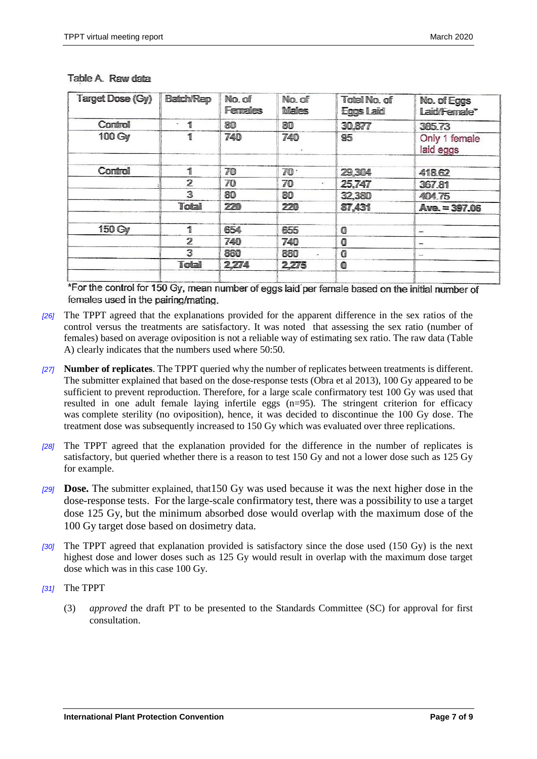Table A. Raw data

| Target Dose (Gy) | Batch/Rep | No. of Females | No. of Males | Total No. of Eggs Laid | No. of Eggs Laid/Female* |
|---|---|---|---|---|---|
| Control | 1 | 80 | 80 | 30,877 | 385.73 |
| 100 Gy | 1 | 740 | 740 | 95 | Only 1 female laid eggs |
| | | | | | |
| Control | 1 | 70 | 70 | 29,304 | 418.62 |
| | 2 | 70 | 70 | 25,747 | 367.81 |
| | 3 | 80 | 80 | 32,380 | 404.75 |
| | Total | 220 | 220 | 87,431 | Ave. = 397.06 |
| | | | | | |
| 150 Gy | 1 | 654 | 655 | 0 | – |
| | 2 | 740 | 740 | 0 | – |
| | 3 | 880 | 880 | 0 | – |
| | Total | 2,274 | 2,275 | 0 | |

*For the control for 150 Gy, mean number of eggs laid per female based on the initial number of females used in the pairing/mating.

*[26]* The TPPT agreed that the explanations provided for the apparent difference in the sex ratios of the control versus the treatments are satisfactory. It was noted that assessing the sex ratio (number of females) based on average oviposition is not a reliable way of estimating sex ratio. The raw data (Table A) clearly indicates that the numbers used where 50:50.

*[27]* **Number of replicates**. The TPPT queried why the number of replicates between treatments is different. The submitter explained that based on the dose-response tests (Obra et al 2013), 100 Gy appeared to be sufficient to prevent reproduction. Therefore, for a large scale confirmatory test 100 Gy was used that resulted in one adult female laying infertile eggs (n=95). The stringent criterion for efficacy was complete sterility (no oviposition), hence, it was decided to discontinue the 100 Gy dose. The treatment dose was subsequently increased to 150 Gy which was evaluated over three replications.

*[28]* The TPPT agreed that the explanation provided for the difference in the number of replicates is satisfactory, but queried whether there is a reason to test 150 Gy and not a lower dose such as 125 Gy for example.

*[29]* **Dose.** The submitter explained, that150 Gy was used because it was the next higher dose in the dose-response tests. For the large-scale confirmatory test, there was a possibility to use a target dose 125 Gy, but the minimum absorbed dose would overlap with the maximum dose of the 100 Gy target dose based on dosimetry data.

*[30]* The TPPT agreed that explanation provided is satisfactory since the dose used (150 Gy) is the next highest dose and lower doses such as 125 Gy would result in overlap with the maximum dose target dose which was in this case 100 Gy.

*[31]* The TPPT

(3) *approved* the draft PT to be presented to the Standards Committee (SC) for approval for first consultation.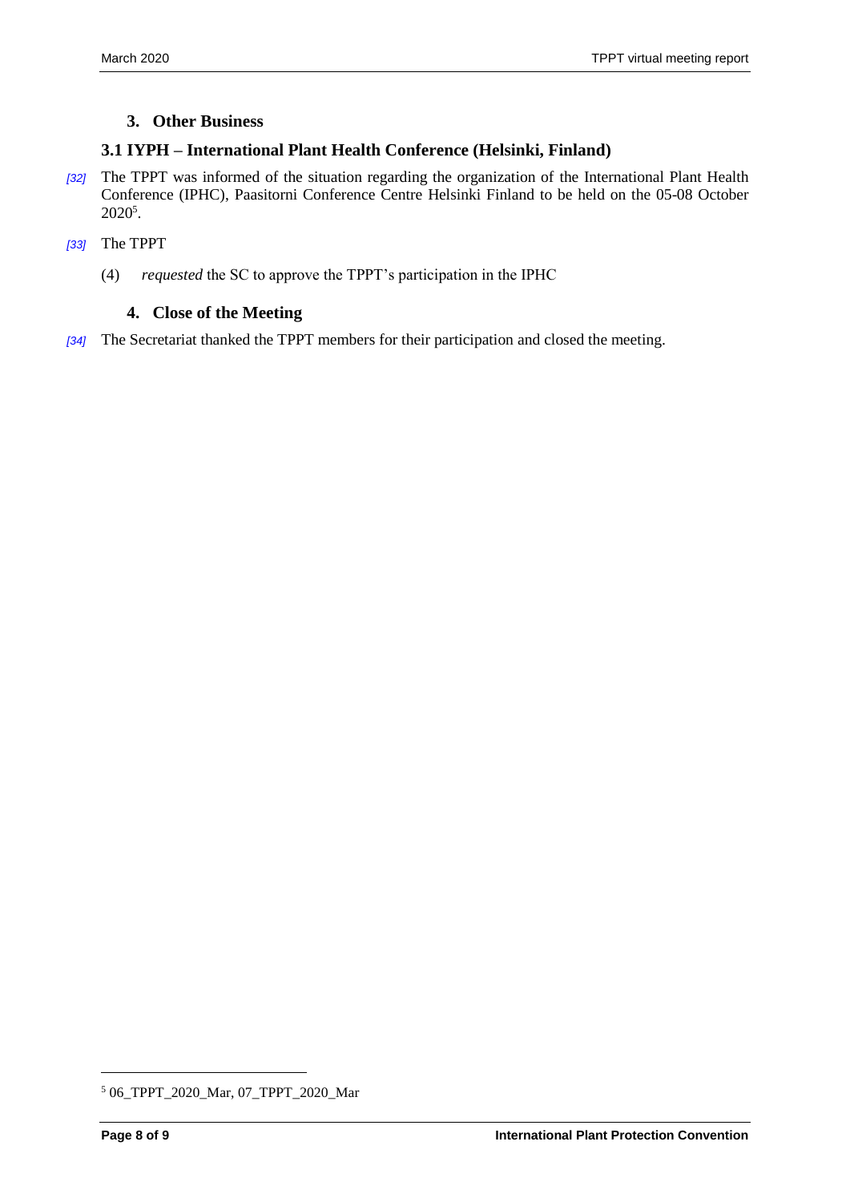## 3. Other Business

### 3.1 IYPH – International Plant Health Conference (Helsinki, Finland)

*[32]* The TPPT was informed of the situation regarding the organization of the International Plant Health Conference (IPHC), Paasitorni Conference Centre Helsinki Finland to be held on the 05-08 October 2020[5].

*[33]* The TPPT

(4) *requested* the SC to approve the TPPT's participation in the IPHC

## 4. Close of the Meeting

*[34]* The Secretariat thanked the TPPT members for their participation and closed the meeting.

---

[5] 06_TPPT_2020_Mar, 07_TPPT_2020_Mar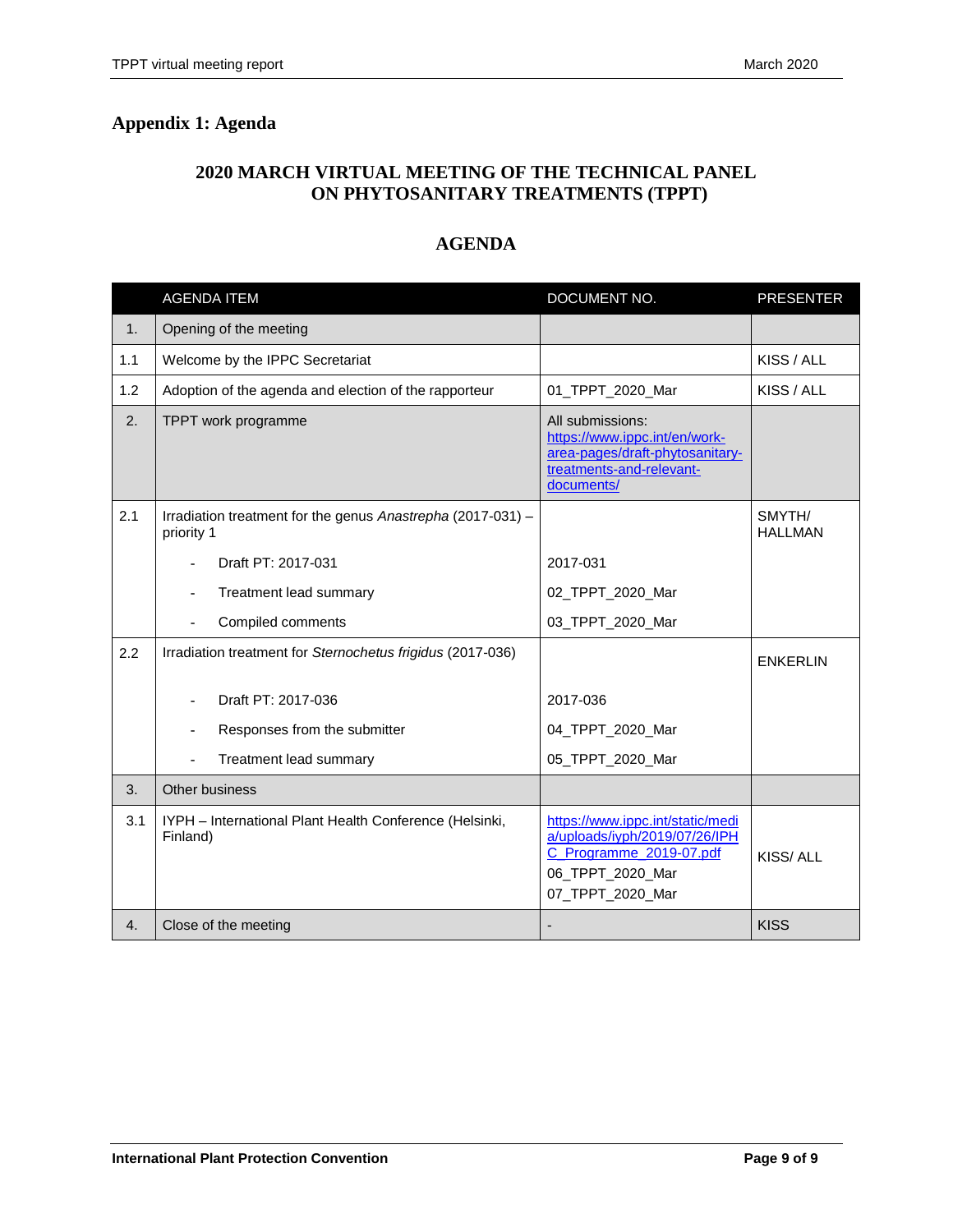## Appendix 1: Agenda

### 2020 MARCH VIRTUAL MEETING OF THE TECHNICAL PANEL ON PHYTOSANITARY TREATMENTS (TPPT)

### AGENDA

| | AGENDA ITEM | DOCUMENT NO. | PRESENTER |
|---|---|---|---|
| 1. | Opening of the meeting | | |
| 1.1 | Welcome by the IPPC Secretariat | | KISS / ALL |
| 1.2 | Adoption of the agenda and election of the rapporteur | 01_TPPT_2020_Mar | KISS / ALL |
| 2. | TPPT work programme | All submissions: [https://www.ippc.int/en/work-area-pages/draft-phytosanitary-treatments-and-relevant-documents/](https://www.ippc.int/en/work-area-pages/draft-phytosanitary-treatments-and-relevant-documents/) | |
| 2.1 | Irradiation treatment for the genus *Anastrepha* (2017-031) – priority 1 | | SMYTH/ HALLMAN |
| | - Draft PT: 2017-031 | 2017-031 | |
| | - Treatment lead summary | 02_TPPT_2020_Mar | |
| | - Compiled comments | 03_TPPT_2020_Mar | |
| 2.2 | Irradiation treatment for *Sternochetus frigidus* (2017-036) | | ENKERLIN |
| | - Draft PT: 2017-036 | 2017-036 | |
| | - Responses from the submitter | 04_TPPT_2020_Mar | |
| | - Treatment lead summary | 05_TPPT_2020_Mar | |
| 3. | Other business | | |
| 3.1 | IYPH – International Plant Health Conference (Helsinki, Finland) | [https://www.ippc.int/static/media/uploads/iyph/2019/07/26/IPHC_Programme_2019-07.pdf](https://www.ippc.int/static/media/uploads/iyph/2019/07/26/IPHC_Programme_2019-07.pdf) 06_TPPT_2020_Mar 07_TPPT_2020_Mar | KISS/ ALL |
| 4. | Close of the meeting | - | KISS |